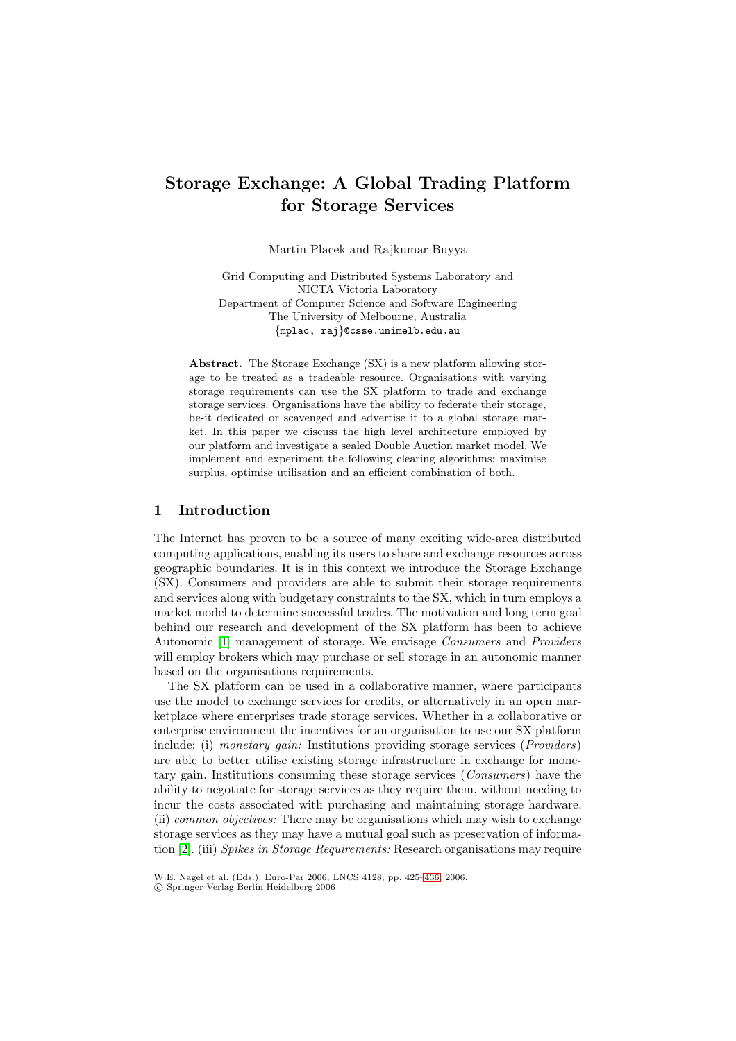# Storage Exchange: A Global Trading Platform for Storage Services

Martin Placek and Rajkumar Buyya

Grid Computing and Distributed Systems Laboratory and
NICTA Victoria Laboratory
Department of Computer Science and Software Engineering
The University of Melbourne, Australia
{mplac, raj}@csse.unimelb.edu.au

**Abstract.** The Storage Exchange (SX) is a new platform allowing storage to be treated as a tradeable resource. Organisations with varying storage requirements can use the SX platform to trade and exchange storage services. Organisations have the ability to federate their storage, be-it dedicated or scavenged and advertise it to a global storage market. In this paper we discuss the high level architecture employed by our platform and investigate a sealed Double Auction market model. We implement and experiment the following clearing algorithms: maximise surplus, optimise utilisation and an efficient combination of both.

## 1 Introduction

The Internet has proven to be a source of many exciting wide-area distributed computing applications, enabling its users to share and exchange resources across geographic boundaries. It is in this context we introduce the Storage Exchange (SX). Consumers and providers are able to submit their storage requirements and services along with budgetary constraints to the SX, which in turn employs a market model to determine successful trades. The motivation and long term goal behind our research and development of the SX platform has been to achieve Autonomic [1] management of storage. We envisage *Consumers* and *Providers* will employ brokers which may purchase or sell storage in an autonomic manner based on the organisations requirements.

The SX platform can be used in a collaborative manner, where participants use the model to exchange services for credits, or alternatively in an open marketplace where enterprises trade storage services. Whether in a collaborative or enterprise environment the incentives for an organisation to use our SX platform include: (i) *monetary gain:* Institutions providing storage services (*Providers*) are able to better utilise existing storage infrastructure in exchange for monetary gain. Institutions consuming these storage services (*Consumers*) have the ability to negotiate for storage services as they require them, without needing to incur the costs associated with purchasing and maintaining storage hardware. (ii) *common objectives:* There may be organisations which may wish to exchange storage services as they may have a mutual goal such as preservation of information [2]. (iii) *Spikes in Storage Requirements:* Research organisations may require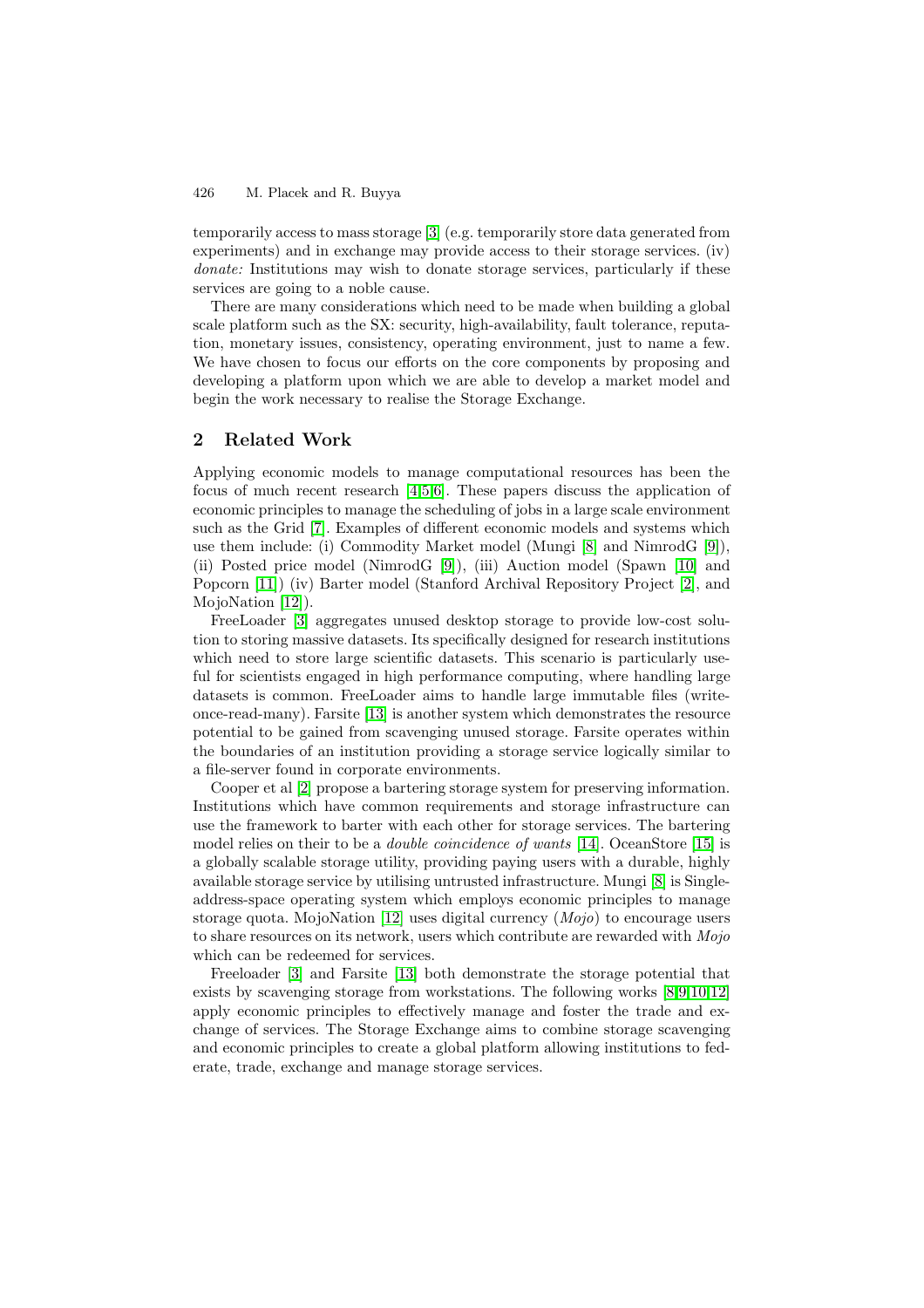temporarily access to mass storage [3] (e.g. temporarily store data generated from experiments) and in exchange may provide access to their storage services. (iv) *donate:* Institutions may wish to donate storage services, particularly if these services are going to a noble cause.

There are many considerations which need to be made when building a global scale platform such as the SX: security, high-availability, fault tolerance, reputation, monetary issues, consistency, operating environment, just to name a few. We have chosen to focus our efforts on the core components by proposing and developing a platform upon which we are able to develop a market model and begin the work necessary to realise the Storage Exchange.

## 2 Related Work

Applying economic models to manage computational resources has been the focus of much recent research [4,5,6]. These papers discuss the application of economic principles to manage the scheduling of jobs in a large scale environment such as the Grid [7]. Examples of different economic models and systems which use them include: (i) Commodity Market model (Mungi [8] and NimrodG [9]), (ii) Posted price model (NimrodG [9]), (iii) Auction model (Spawn [10] and Popcorn [11]) (iv) Barter model (Stanford Archival Repository Project [2], and MojoNation [12]).

FreeLoader [3] aggregates unused desktop storage to provide low-cost solution to storing massive datasets. Its specifically designed for research institutions which need to store large scientific datasets. This scenario is particularly useful for scientists engaged in high performance computing, where handling large datasets is common. FreeLoader aims to handle large immutable files (write-once-read-many). Farsite [13] is another system which demonstrates the resource potential to be gained from scavenging unused storage. Farsite operates within the boundaries of an institution providing a storage service logically similar to a file-server found in corporate environments.

Cooper et al [2] propose a bartering storage system for preserving information. Institutions which have common requirements and storage infrastructure can use the framework to barter with each other for storage services. The bartering model relies on their to be a *double coincidence of wants* [14]. OceanStore [15] is a globally scalable storage utility, providing paying users with a durable, highly available storage service by utilising untrusted infrastructure. Mungi [8] is Single-address-space operating system which employs economic principles to manage storage quota. MojoNation [12] uses digital currency (*Mojo*) to encourage users to share resources on its network, users which contribute are rewarded with *Mojo* which can be redeemed for services.

Freeloader [3] and Farsite [13] both demonstrate the storage potential that exists by scavenging storage from workstations. The following works [8,9,10,12] apply economic principles to effectively manage and foster the trade and exchange of services. The Storage Exchange aims to combine storage scavenging and economic principles to create a global platform allowing institutions to federate, trade, exchange and manage storage services.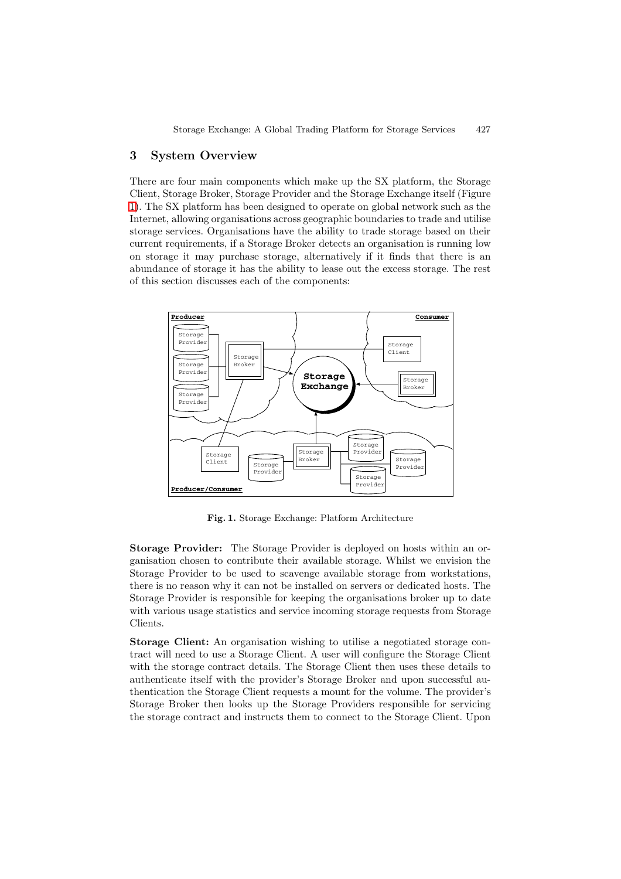## 3 System Overview

There are four main components which make up the SX platform, the Storage Client, Storage Broker, Storage Provider and the Storage Exchange itself (Figure 1). The SX platform has been designed to operate on global network such as the Internet, allowing organisations across geographic boundaries to trade and utilise storage services. Organisations have the ability to trade storage based on their current requirements, if a Storage Broker detects an organisation is running low on storage it may purchase storage, alternatively if it finds that there is an abundance of storage it has the ability to lease out the excess storage. The rest of this section discusses each of the components:

**Fig. 1.** Storage Exchange: Platform Architecture

**Storage Provider:** The Storage Provider is deployed on hosts within an organisation chosen to contribute their available storage. Whilst we envision the Storage Provider to be used to scavenge available storage from workstations, there is no reason why it can not be installed on servers or dedicated hosts. The Storage Provider is responsible for keeping the organisations broker up to date with various usage statistics and service incoming storage requests from Storage Clients.

**Storage Client:** An organisation wishing to utilise a negotiated storage contract will need to use a Storage Client. A user will configure the Storage Client with the storage contract details. The Storage Client then uses these details to authenticate itself with the provider's Storage Broker and upon successful authentication the Storage Client requests a mount for the volume. The provider's Storage Broker then looks up the Storage Providers responsible for servicing the storage contract and instructs them to connect to the Storage Client. Upon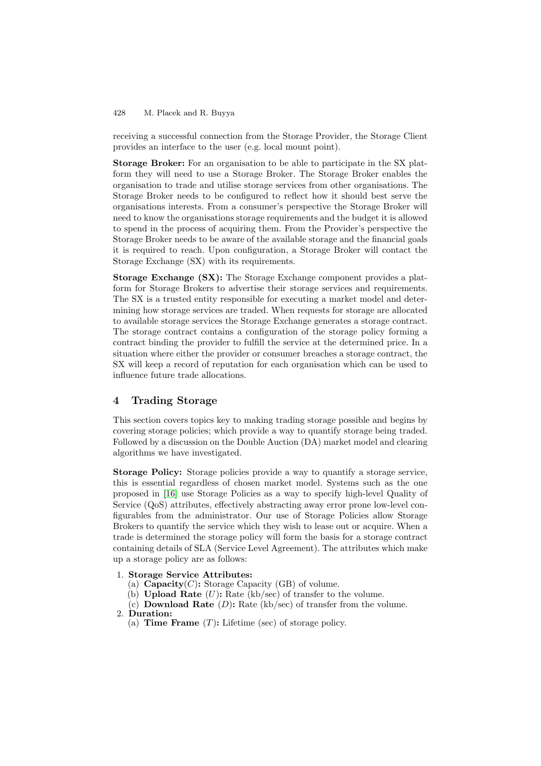receiving a successful connection from the Storage Provider, the Storage Client provides an interface to the user (e.g. local mount point).

**Storage Broker:** For an organisation to be able to participate in the SX platform they will need to use a Storage Broker. The Storage Broker enables the organisation to trade and utilise storage services from other organisations. The Storage Broker needs to be configured to reflect how it should best serve the organisations interests. From a consumer's perspective the Storage Broker will need to know the organisations storage requirements and the budget it is allowed to spend in the process of acquiring them. From the Provider's perspective the Storage Broker needs to be aware of the available storage and the financial goals it is required to reach. Upon configuration, a Storage Broker will contact the Storage Exchange (SX) with its requirements.

**Storage Exchange (SX):** The Storage Exchange component provides a platform for Storage Brokers to advertise their storage services and requirements. The SX is a trusted entity responsible for executing a market model and determining how storage services are traded. When requests for storage are allocated to available storage services the Storage Exchange generates a storage contract. The storage contract contains a configuration of the storage policy forming a contract binding the provider to fulfill the service at the determined price. In a situation where either the provider or consumer breaches a storage contract, the SX will keep a record of reputation for each organisation which can be used to influence future trade allocations.

## 4 Trading Storage

This section covers topics key to making trading storage possible and begins by covering storage policies; which provide a way to quantify storage being traded. Followed by a discussion on the Double Auction (DA) market model and clearing algorithms we have investigated.

**Storage Policy:** Storage policies provide a way to quantify a storage service, this is essential regardless of chosen market model. Systems such as the one proposed in [16] use Storage Policies as a way to specify high-level Quality of Service (QoS) attributes, effectively abstracting away error prone low-level configurables from the administrator. Our use of Storage Policies allow Storage Brokers to quantify the service which they wish to lease out or acquire. When a trade is determined the storage policy will form the basis for a storage contract containing details of SLA (Service Level Agreement). The attributes which make up a storage policy are as follows:

1. **Storage Service Attributes:**
   (a) **Capacity**($C$)**:** Storage Capacity (GB) of volume.
   (b) **Upload Rate** ($U$)**:** Rate (kb/sec) of transfer to the volume.
   (c) **Download Rate** ($D$)**:** Rate (kb/sec) of transfer from the volume.
2. **Duration:**
   (a) **Time Frame** ($T$)**:** Lifetime (sec) of storage policy.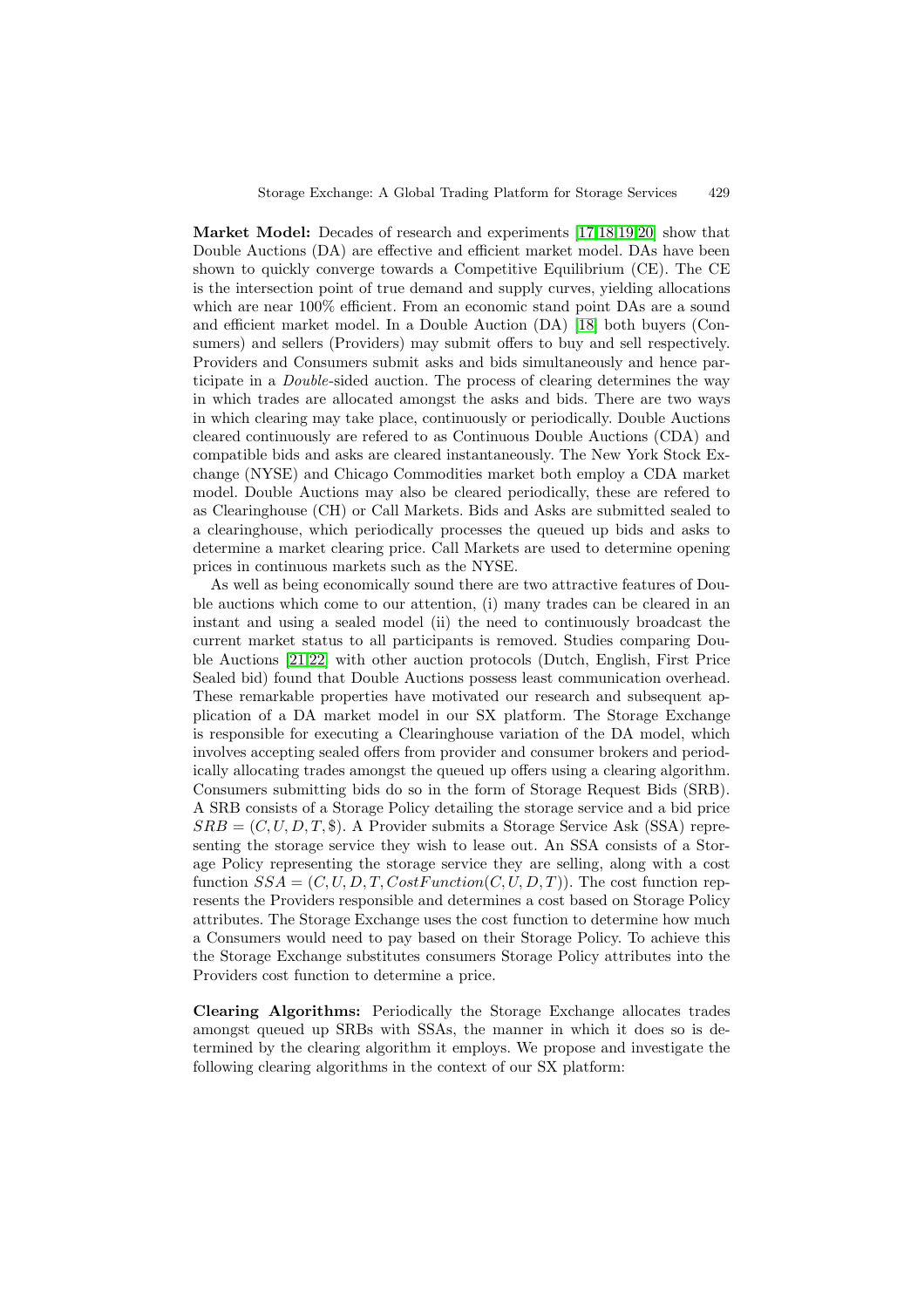**Market Model:** Decades of research and experiments [17,18,19,20] show that Double Auctions (DA) are effective and efficient market model. DAs have been shown to quickly converge towards a Competitive Equilibrium (CE). The CE is the intersection point of true demand and supply curves, yielding allocations which are near 100% efficient. From an economic stand point DAs are a sound and efficient market model. In a Double Auction (DA) [18] both buyers (Consumers) and sellers (Providers) may submit offers to buy and sell respectively. Providers and Consumers submit asks and bids simultaneously and hence participate in a *Double*-sided auction. The process of clearing determines the way in which trades are allocated amongst the asks and bids. There are two ways in which clearing may take place, continuously or periodically. Double Auctions cleared continuously are refered to as Continuous Double Auctions (CDA) and compatible bids and asks are cleared instantaneously. The New York Stock Exchange (NYSE) and Chicago Commodities market both employ a CDA market model. Double Auctions may also be cleared periodically, these are refered to as Clearinghouse (CH) or Call Markets. Bids and Asks are submitted sealed to a clearinghouse, which periodically processes the queued up bids and asks to determine a market clearing price. Call Markets are used to determine opening prices in continuous markets such as the NYSE.

As well as being economically sound there are two attractive features of Double auctions which come to our attention, (i) many trades can be cleared in an instant and using a sealed model (ii) the need to continuously broadcast the current market status to all participants is removed. Studies comparing Double Auctions [21,22] with other auction protocols (Dutch, English, First Price Sealed bid) found that Double Auctions possess least communication overhead. These remarkable properties have motivated our research and subsequent application of a DA market model in our SX platform. The Storage Exchange is responsible for executing a Clearinghouse variation of the DA model, which involves accepting sealed offers from provider and consumer brokers and periodically allocating trades amongst the queued up offers using a clearing algorithm. Consumers submitting bids do so in the form of Storage Request Bids (SRB). A SRB consists of a Storage Policy detailing the storage service and a bid price $SRB = (C, U, D, T, \$)$. A Provider submits a Storage Service Ask (SSA) representing the storage service they wish to lease out. An SSA consists of a Storage Policy representing the storage service they are selling, along with a cost function $SSA = (C, U, D, T, CostFunction(C, U, D, T))$. The cost function represents the Providers responsible and determines a cost based on Storage Policy attributes. The Storage Exchange uses the cost function to determine how much a Consumers would need to pay based on their Storage Policy. To achieve this the Storage Exchange substitutes consumers Storage Policy attributes into the Providers cost function to determine a price.

**Clearing Algorithms:** Periodically the Storage Exchange allocates trades amongst queued up SRBs with SSAs, the manner in which it does so is determined by the clearing algorithm it employs. We propose and investigate the following clearing algorithms in the context of our SX platform: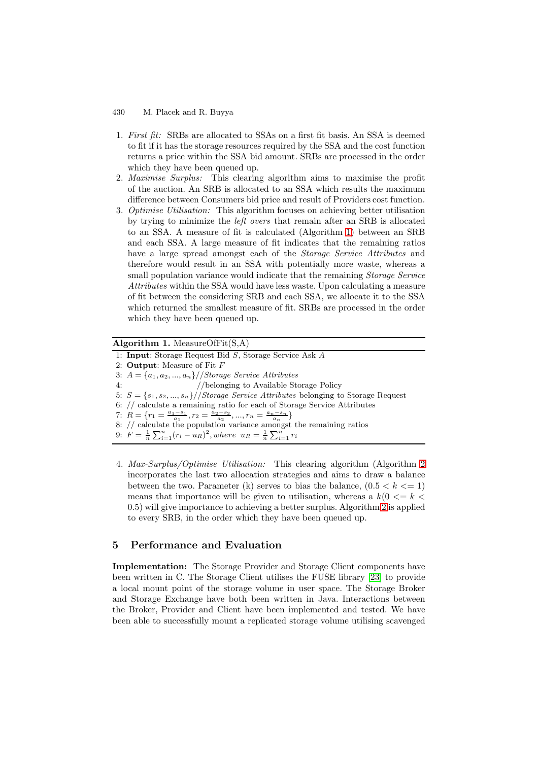1. *First fit:* SRBs are allocated to SSAs on a first fit basis. An SSA is deemed to fit if it has the storage resources required by the SSA and the cost function returns a price within the SSA bid amount. SRBs are processed in the order which they have been queued up.
2. *Maximise Surplus:* This clearing algorithm aims to maximise the profit of the auction. An SRB is allocated to an SSA which results the maximum difference between Consumers bid price and result of Providers cost function.
3. *Optimise Utilisation:* This algorithm focuses on achieving better utilisation by trying to minimize the *left overs* that remain after an SRB is allocated to an SSA. A measure of fit is calculated (Algorithm 1) between an SRB and each SSA. A large measure of fit indicates that the remaining ratios have a large spread amongst each of the *Storage Service Attributes* and therefore would result in an SSA with potentially more waste, whereas a small population variance would indicate that the remaining *Storage Service Attributes* within the SSA would have less waste. Upon calculating a measure of fit between the considering SRB and each SSA, we allocate it to the SSA which returned the smallest measure of fit. SRBs are processed in the order which they have been queued up.

**Algorithm 1.** MeasureOfFit(S,A)

1: **Input**: Storage Request Bid $S$, Storage Service Ask $A$
2: **Output**: Measure of Fit $F$
3: $A = \{a_1, a_2, ..., a_n\}$//*Storage Service Attributes*
4: //belonging to Available Storage Policy
5: $S = \{s_1, s_2, ..., s_n\}$//*Storage Service Attributes* belonging to Storage Request
6: // calculate a remaining ratio for each of Storage Service Attributes
7: $R = \{r_1 = \frac{a_1 - s_1}{a_1}, r_2 = \frac{a_2 - s_2}{a_2}, ..., r_n = \frac{a_n - s_n}{a_n}\}$
8: // calculate the population variance amongst the remaining ratios
9: $F = \frac{1}{n}\sum_{i=1}^{n}(r_i - u_R)^2, where \ \ u_R = \frac{1}{n}\sum_{i=1}^{n} r_i$

4. *Max-Surplus/Optimise Utilisation:* This clearing algorithm (Algorithm 2 incorporates the last two allocation strategies and aims to draw a balance between the two. Parameter (k) serves to bias the balance, $(0.5 < k <= 1)$ means that importance will be given to utilisation, whereas a $k(0 <= k < 0.5)$ will give importance to achieving a better surplus. Algorithm 2 is applied to every SRB, in the order which they have been queued up.

## 5 Performance and Evaluation

**Implementation:** The Storage Provider and Storage Client components have been written in C. The Storage Client utilises the FUSE library [23] to provide a local mount point of the storage volume in user space. The Storage Broker and Storage Exchange have both been written in Java. Interactions between the Broker, Provider and Client have been implemented and tested. We have been able to successfully mount a replicated storage volume utilising scavenged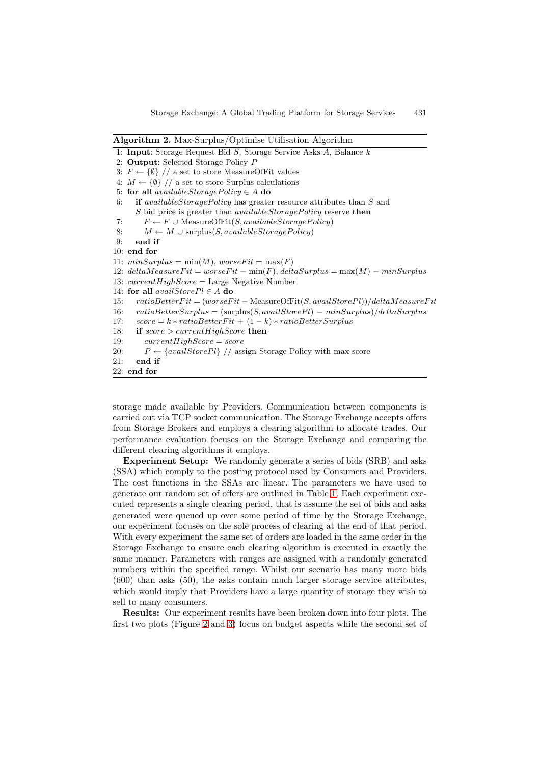**Algorithm 2.** Max-Surplus/Optimise Utilisation Algorithm

```
1: Input: Storage Request Bid S, Storage Service Asks A, Balance k
2: Output: Selected Storage Policy P
3: F ← {∅} // a set to store MeasureOfFit values
4: M ← {∅} // a set to store Surplus calculations
5: for all availableStoragePolicy ∈ A do
6:    if availableStoragePolicy has greater resource attributes than S and
      S bid price is greater than availableStoragePolicy reserve then
7:       F ← F ∪ MeasureOfFit(S, availableStoragePolicy)
8:       M ← M ∪ surplus(S, availableStoragePolicy)
9:    end if
10: end for
11: minSurplus = min(M), worseFit = max(F)
12: deltaMeasureFit = worseFit − min(F), deltaSurplus = max(M) − minSurplus
13: currentHighScore = Large Negative Number
14: for all availStorePl ∈ A do
15:    ratioBetterFit = (worseFit − MeasureOfFit(S, availStorePl))/deltaMeasureFit
16:    ratioBetterSurplus = (surplus(S, availStorePl) − minSurplus)/deltaSurplus
17:    score = k * ratioBetterFit + (1 − k) * ratioBetterSurplus
18:    if score > currentHighScore then
19:       currentHighScore = score
20:       P ← {availStorePl} // assign Storage Policy with max score
21:    end if
22: end for
```

storage made available by Providers. Communication between components is carried out via TCP socket communication. The Storage Exchange accepts offers from Storage Brokers and employs a clearing algorithm to allocate trades. Our performance evaluation focuses on the Storage Exchange and comparing the different clearing algorithms it employs.

**Experiment Setup:** We randomly generate a series of bids (SRB) and asks (SSA) which comply to the posting protocol used by Consumers and Providers. The cost functions in the SSAs are linear. The parameters we have used to generate our random set of offers are outlined in Table 1. Each experiment executed represents a single clearing period, that is assume the set of bids and asks generated were queued up over some period of time by the Storage Exchange, our experiment focuses on the sole process of clearing at the end of that period. With every experiment the same set of orders are loaded in the same order in the Storage Exchange to ensure each clearing algorithm is executed in exactly the same manner. Parameters with ranges are assigned with a randomly generated numbers within the specified range. Whilst our scenario has many more bids (600) than asks (50), the asks contain much larger storage service attributes, which would imply that Providers have a large quantity of storage they wish to sell to many consumers.

**Results:** Our experiment results have been broken down into four plots. The first two plots (Figure 2 and 3) focus on budget aspects while the second set of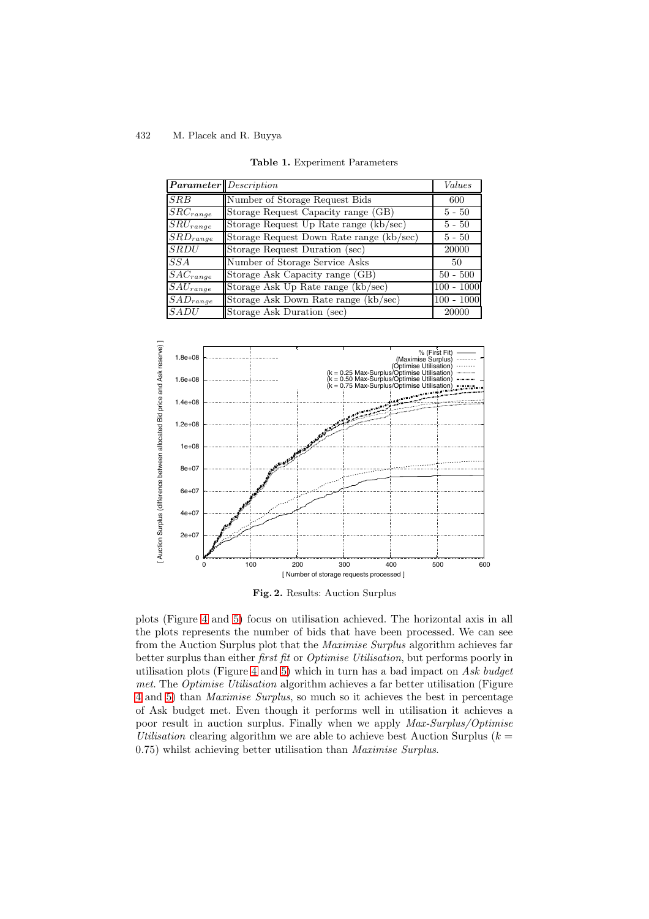**Table 1.** Experiment Parameters

| ***Parameter*** | *Description* | *Values* |
|---|---|---|
| $SRB$ | Number of Storage Request Bids | 600 |
| $SRC_{range}$ | Storage Request Capacity range (GB) | 5 - 50 |
| $SRU_{range}$ | Storage Request Up Rate range (kb/sec) | 5 - 50 |
| $SRD_{range}$ | Storage Request Down Rate range (kb/sec) | 5 - 50 |
| $SRDU$ | Storage Request Duration (sec) | 20000 |
| $SSA$ | Number of Storage Service Asks | 50 |
| $SAC_{range}$ | Storage Ask Capacity range (GB) | 50 - 500 |
| $SAU_{range}$ | Storage Ask Up Rate range (kb/sec) | 100 - 1000 |
| $SAD_{range}$ | Storage Ask Down Rate range (kb/sec) | 100 - 1000 |
| $SADU$ | Storage Ask Duration (sec) | 20000 |

**Fig. 2.** Results: Auction Surplus

plots (Figure 4 and 5) focus on utilisation achieved. The horizontal axis in all the plots represents the number of bids that have been processed. We can see from the Auction Surplus plot that the *Maximise Surplus* algorithm achieves far better surplus than either *first fit* or *Optimise Utilisation*, but performs poorly in utilisation plots (Figure 4 and 5) which in turn has a bad impact on *Ask budget met*. The *Optimise Utilisation* algorithm achieves a far better utilisation (Figure 4 and 5) than *Maximise Surplus*, so much so it achieves the best in percentage of Ask budget met. Even though it performs well in utilisation it achieves a poor result in auction surplus. Finally when we apply *Max-Surplus/Optimise Utilisation* clearing algorithm we are able to achieve best Auction Surplus ($k = 0.75$) whilst achieving better utilisation than *Maximise Surplus*.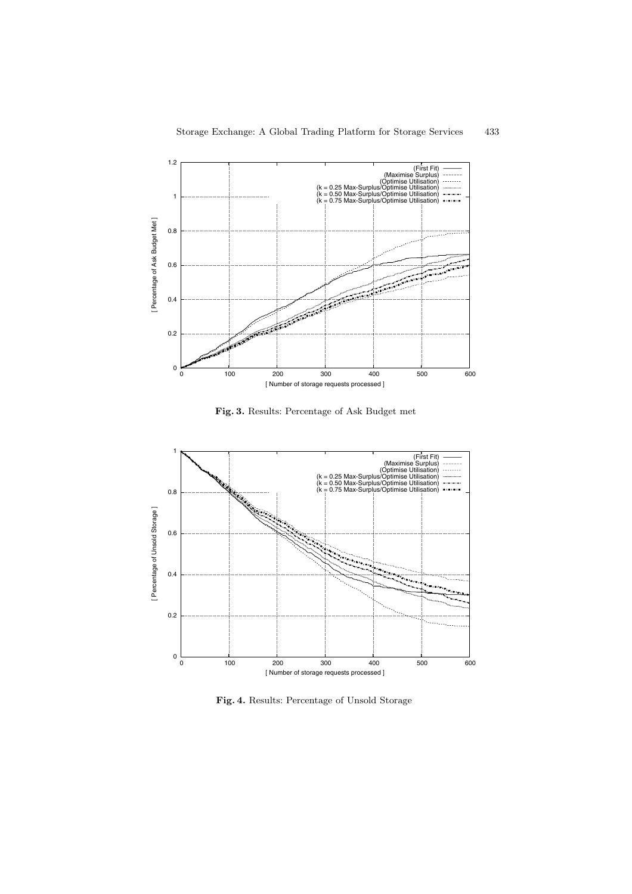**Fig. 3.** Results: Percentage of Ask Budget met

**Fig. 4.** Results: Percentage of Unsold Storage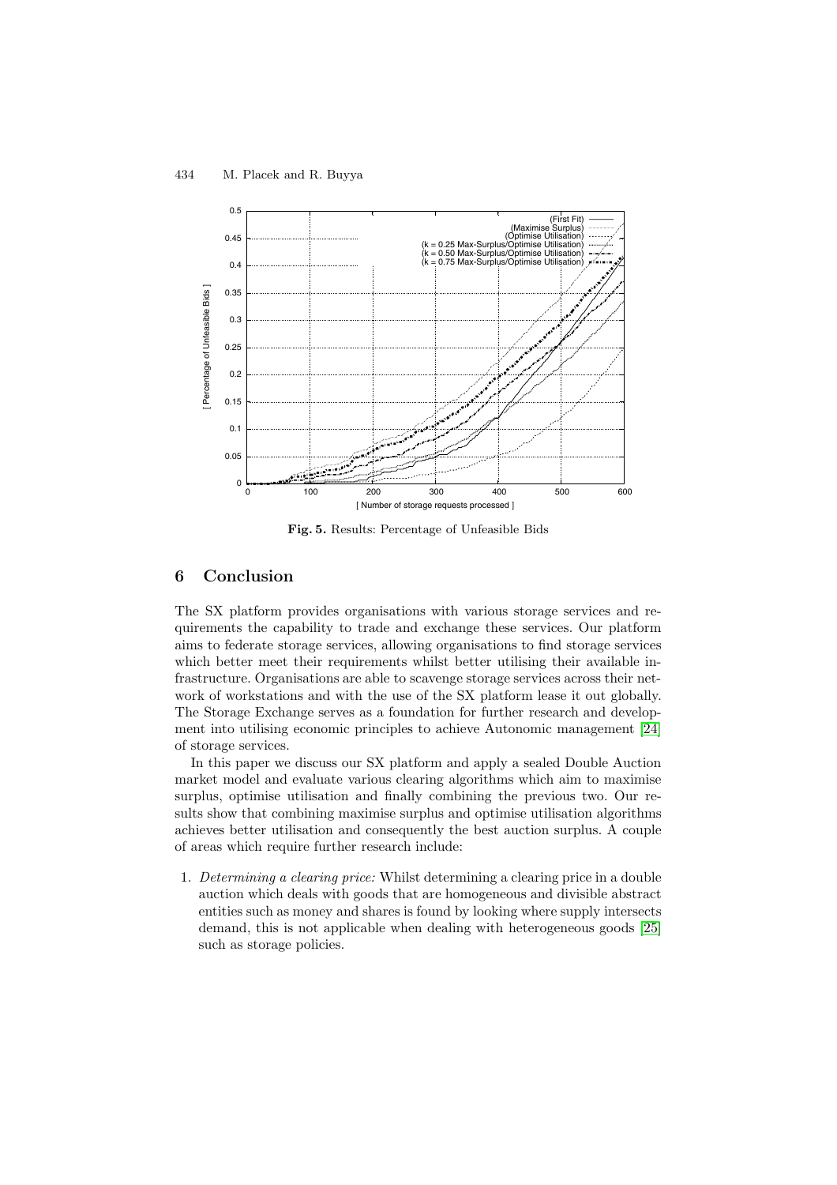**Fig. 5.** Results: Percentage of Unfeasible Bids

## 6 Conclusion

The SX platform provides organisations with various storage services and requirements the capability to trade and exchange these services. Our platform aims to federate storage services, allowing organisations to find storage services which better meet their requirements whilst better utilising their available infrastructure. Organisations are able to scavenge storage services across their network of workstations and with the use of the SX platform lease it out globally. The Storage Exchange serves as a foundation for further research and development into utilising economic principles to achieve Autonomic management [24] of storage services.

In this paper we discuss our SX platform and apply a sealed Double Auction market model and evaluate various clearing algorithms which aim to maximise surplus, optimise utilisation and finally combining the previous two. Our results show that combining maximise surplus and optimise utilisation algorithms achieves better utilisation and consequently the best auction surplus. A couple of areas which require further research include:

1. *Determining a clearing price:* Whilst determining a clearing price in a double auction which deals with goods that are homogeneous and divisible abstract entities such as money and shares is found by looking where supply intersects demand, this is not applicable when dealing with heterogeneous goods [25] such as storage policies.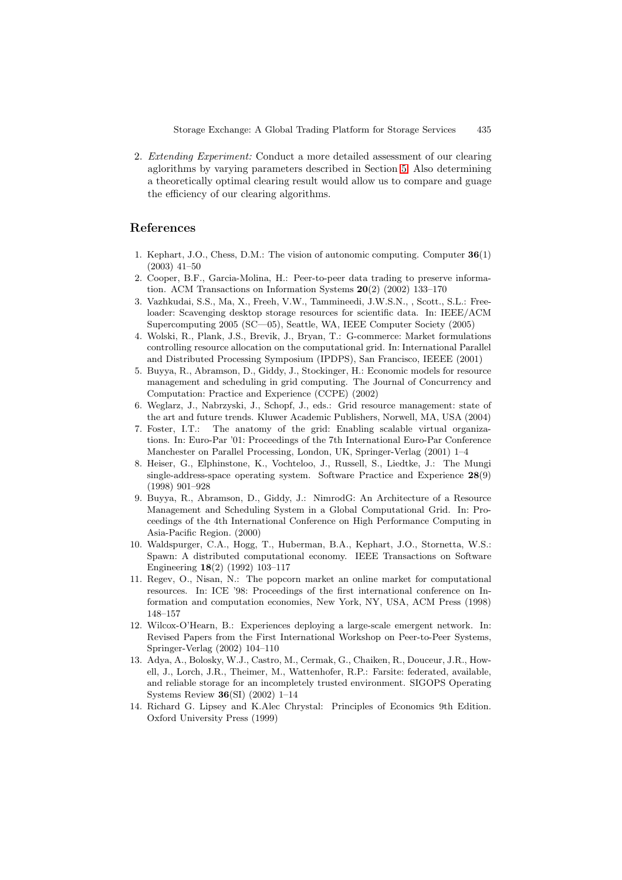2. *Extending Experiment:* Conduct a more detailed assessment of our clearing aglorithms by varying parameters described in Section 5. Also determining a theoretically optimal clearing result would allow us to compare and guage the efficiency of our clearing algorithms.

## References

1. Kephart, J.O., Chess, D.M.: The vision of autonomic computing. Computer **36**(1) (2003) 41–50
2. Cooper, B.F., Garcia-Molina, H.: Peer-to-peer data trading to preserve information. ACM Transactions on Information Systems **20**(2) (2002) 133–170
3. Vazhkudai, S.S., Ma, X., Freeh, V.W., Tammineedi, J.W.S.N., , Scott., S.L.: Freeloader: Scavenging desktop storage resources for scientific data. In: IEEE/ACM Supercomputing 2005 (SC—05), Seattle, WA, IEEE Computer Society (2005)
4. Wolski, R., Plank, J.S., Brevik, J., Bryan, T.: G-commerce: Market formulations controlling resource allocation on the computational grid. In: International Parallel and Distributed Processing Symposium (IPDPS), San Francisco, IEEE (2001)
5. Buyya, R., Abramson, D., Giddy, J., Stockinger, H.: Economic models for resource management and scheduling in grid computing. The Journal of Concurrency and Computation: Practice and Experience (CCPE) (2002)
6. Weglarz, J., Nabrzyski, J., Schopf, J., eds.: Grid resource management: state of the art and future trends. Kluwer Academic Publishers, Norwell, MA, USA (2004)
7. Foster, I.T.: The anatomy of the grid: Enabling scalable virtual organizations. In: Euro-Par '01: Proceedings of the 7th International Euro-Par Conference Manchester on Parallel Processing, London, UK, Springer-Verlag (2001) 1–4
8. Heiser, G., Elphinstone, K., Vochteloo, J., Russell, S., Liedtke, J.: The Mungi single-address-space operating system. Software Practice and Experience **28**(9) (1998) 901–928
9. Buyya, R., Abramson, D., Giddy, J.: NimrodG: An Architecture of a Resource Management and Scheduling System in a Global Computational Grid. In: Proceedings of the 4th International Conference on High Performance Computing in Asia-Pacific Region. (2000)
10. Waldspurger, C.A., Hogg, T., Huberman, B.A., Kephart, J.O., Stornetta, W.S.: Spawn: A distributed computational economy. IEEE Transactions on Software Engineering **18**(2) (1992) 103–117
11. Regev, O., Nisan, N.: The popcorn market an online market for computational resources. In: ICE '98: Proceedings of the first international conference on Information and computation economies, New York, NY, USA, ACM Press (1998) 148–157
12. Wilcox-O'Hearn, B.: Experiences deploying a large-scale emergent network. In: Revised Papers from the First International Workshop on Peer-to-Peer Systems, Springer-Verlag (2002) 104–110
13. Adya, A., Bolosky, W.J., Castro, M., Cermak, G., Chaiken, R., Douceur, J.R., Howell, J., Lorch, J.R., Theimer, M., Wattenhofer, R.P.: Farsite: federated, available, and reliable storage for an incompletely trusted environment. SIGOPS Operating Systems Review **36**(SI) (2002) 1–14
14. Richard G. Lipsey and K.Alec Chrystal: Principles of Economics 9th Edition. Oxford University Press (1999)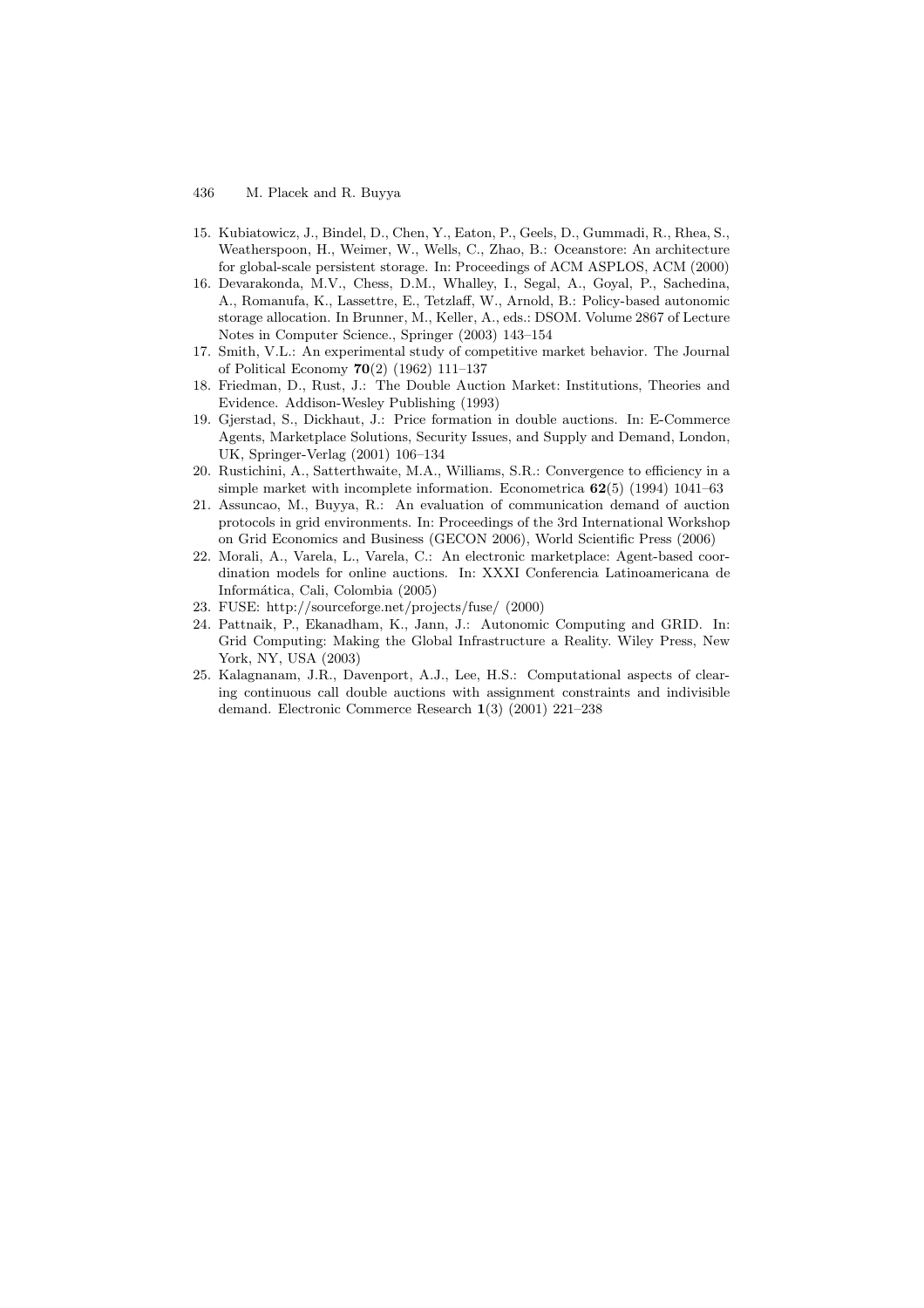15. Kubiatowicz, J., Bindel, D., Chen, Y., Eaton, P., Geels, D., Gummadi, R., Rhea, S., Weatherspoon, H., Weimer, W., Wells, C., Zhao, B.: Oceanstore: An architecture for global-scale persistent storage. In: Proceedings of ACM ASPLOS, ACM (2000)
16. Devarakonda, M.V., Chess, D.M., Whalley, I., Segal, A., Goyal, P., Sachedina, A., Romanufa, K., Lassettre, E., Tetzlaff, W., Arnold, B.: Policy-based autonomic storage allocation. In Brunner, M., Keller, A., eds.: DSOM. Volume 2867 of Lecture Notes in Computer Science., Springer (2003) 143–154
17. Smith, V.L.: An experimental study of competitive market behavior. The Journal of Political Economy **70**(2) (1962) 111–137
18. Friedman, D., Rust, J.: The Double Auction Market: Institutions, Theories and Evidence. Addison-Wesley Publishing (1993)
19. Gjerstad, S., Dickhaut, J.: Price formation in double auctions. In: E-Commerce Agents, Marketplace Solutions, Security Issues, and Supply and Demand, London, UK, Springer-Verlag (2001) 106–134
20. Rustichini, A., Satterthwaite, M.A., Williams, S.R.: Convergence to efficiency in a simple market with incomplete information. Econometrica **62**(5) (1994) 1041–63
21. Assuncao, M., Buyya, R.: An evaluation of communication demand of auction protocols in grid environments. In: Proceedings of the 3rd International Workshop on Grid Economics and Business (GECON 2006), World Scientific Press (2006)
22. Morali, A., Varela, L., Varela, C.: An electronic marketplace: Agent-based coordination models for online auctions. In: XXXI Conferencia Latinoamericana de Informática, Cali, Colombia (2005)
23. FUSE: http://sourceforge.net/projects/fuse/ (2000)
24. Pattnaik, P., Ekanadham, K., Jann, J.: Autonomic Computing and GRID. In: Grid Computing: Making the Global Infrastructure a Reality. Wiley Press, New York, NY, USA (2003)
25. Kalagnanam, J.R., Davenport, A.J., Lee, H.S.: Computational aspects of clearing continuous call double auctions with assignment constraints and indivisible demand. Electronic Commerce Research **1**(3) (2001) 221–238